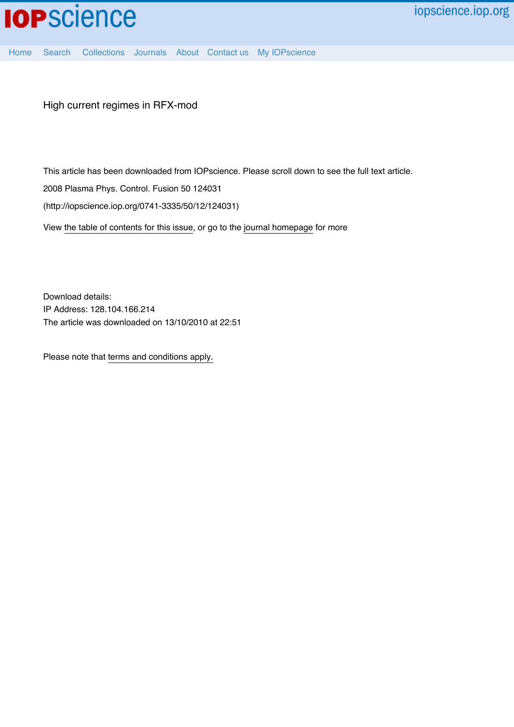# High current regimes in RFX-mod

This article has been downloaded from IOPscience. Please scroll down to see the full text article.

2008 Plasma Phys. Control. Fusion 50 124031

(http://iopscience.iop.org/0741-3335/50/12/124031)

View the table of contents for this issue, or go to the journal homepage for more

Download details:
IP Address: 128.104.166.214
The article was downloaded on 13/10/2010 at 22:51

Please note that terms and conditions apply.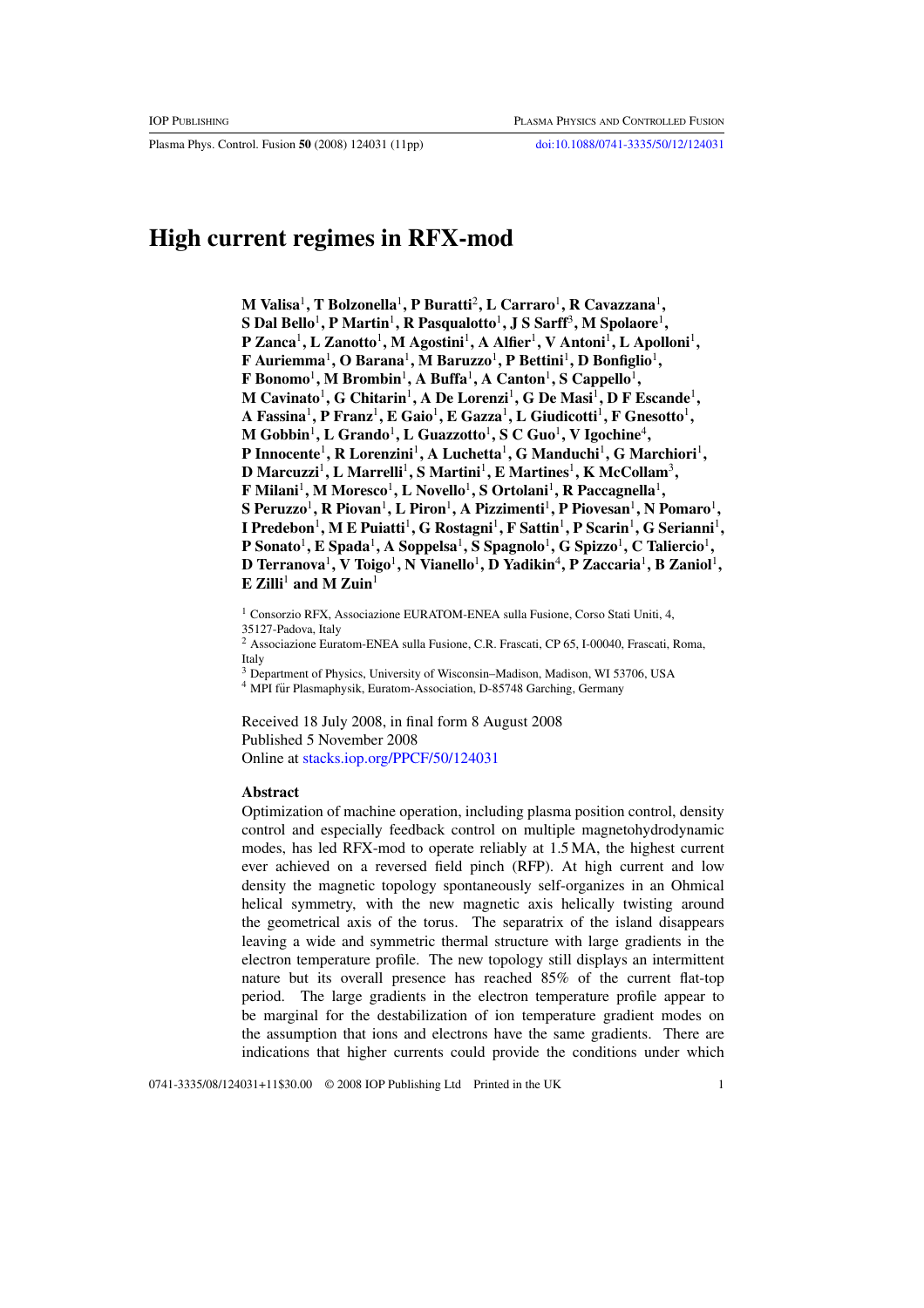# High current regimes in RFX-mod

**M Valisa[1], T Bolzonella[1], P Buratti[2], L Carraro[1], R Cavazzana[1], S Dal Bello[1], P Martin[1], R Pasqualotto[1], J S Sarff[3], M Spolaore[1], P Zanca[1], L Zanotto[1], M Agostini[1], A Alfier[1], V Antoni[1], L Apolloni[1], F Auriemma[1], O Barana[1], M Baruzzo[1], P Bettini[1], D Bonfiglio[1], F Bonomo[1], M Brombin[1], A Buffa[1], A Canton[1], S Cappello[1], M Cavinato[1], G Chitarin[1], A De Lorenzi[1], G De Masi[1], D F Escande[1], A Fassina[1], P Franz[1], E Gaio[1], E Gazza[1], L Giudicotti[1], F Gnesotto[1], M Gobbin[1], L Grando[1], L Guazzotto[1], S C Guo[1], V Igochine[4], P Innocente[1], R Lorenzini[1], A Luchetta[1], G Manduchi[1], G Marchiori[1], D Marcuzzi[1], L Marrelli[1], S Martini[1], E Martines[1], K McCollam[3], F Milani[1], M Moresco[1], L Novello[1], S Ortolani[1], R Paccagnella[1], S Peruzzo[1], R Piovan[1], L Piron[1], A Pizzimenti[1], P Piovesan[1], N Pomaro[1], I Predebon[1], M E Puiatti[1], G Rostagni[1], F Sattin[1], P Scarin[1], G Serianni[1], P Sonato[1], E Spada[1], A Soppelsa[1], S Spagnolo[1], G Spizzo[1], C Taliercio[1], D Terranova[1], V Toigo[1], N Vianello[1], D Yadikin[4], P Zaccaria[1], B Zaniol[1], E Zilli[1] and M Zuin[1]**

[1] Consorzio RFX, Associazione EURATOM-ENEA sulla Fusione, Corso Stati Uniti, 4, 35127-Padova, Italy

[2] Associazione Euratom-ENEA sulla Fusione, C.R. Frascati, CP 65, I-00040, Frascati, Roma, Italy

[3] Department of Physics, University of Wisconsin–Madison, Madison, WI 53706, USA

[4] MPI für Plasmaphysik, Euratom-Association, D-85748 Garching, Germany

Received 18 July 2008, in final form 8 August 2008
Published 5 November 2008
Online at stacks.iop.org/PPCF/50/124031

## Abstract

Optimization of machine operation, including plasma position control, density control and especially feedback control on multiple magnetohydrodynamic modes, has led RFX-mod to operate reliably at 1.5 MA, the highest current ever achieved on a reversed field pinch (RFP). At high current and low density the magnetic topology spontaneously self-organizes in an Ohmical helical symmetry, with the new magnetic axis helically twisting around the geometrical axis of the torus. The separatrix of the island disappears leaving a wide and symmetric thermal structure with large gradients in the electron temperature profile. The new topology still displays an intermittent nature but its overall presence has reached 85% of the current flat-top period. The large gradients in the electron temperature profile appear to be marginal for the destabilization of ion temperature gradient modes on the assumption that ions and electrons have the same gradients. There are indications that higher currents could provide the conditions under which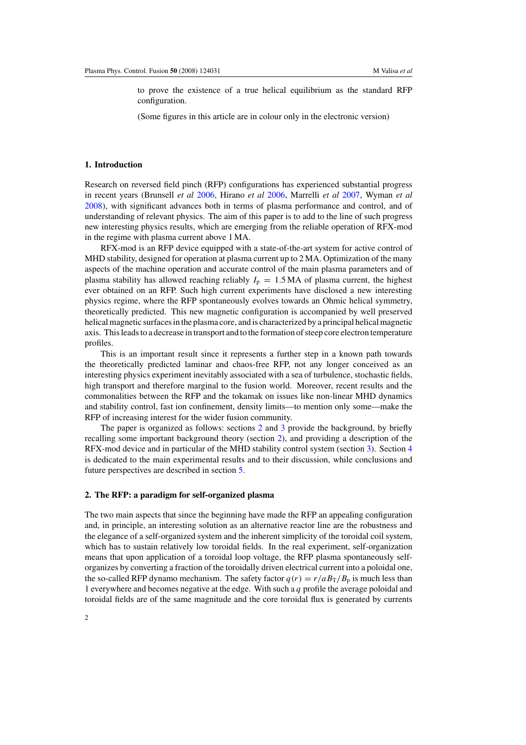to prove the existence of a true helical equilibrium as the standard RFP configuration.

(Some figures in this article are in colour only in the electronic version)

## 1. Introduction

Research on reversed field pinch (RFP) configurations has experienced substantial progress in recent years (Brunsell *et al* 2006, Hirano *et al* 2006, Marrelli *et al* 2007, Wyman *et al* 2008), with significant advances both in terms of plasma performance and control, and of understanding of relevant physics. The aim of this paper is to add to the line of such progress new interesting physics results, which are emerging from the reliable operation of RFX-mod in the regime with plasma current above 1 MA.

RFX-mod is an RFP device equipped with a state-of-the-art system for active control of MHD stability, designed for operation at plasma current up to 2 MA. Optimization of the many aspects of the machine operation and accurate control of the main plasma parameters and of plasma stability has allowed reaching reliably $I_p = 1.5$ MA of plasma current, the highest ever obtained on an RFP. Such high current experiments have disclosed a new interesting physics regime, where the RFP spontaneously evolves towards an Ohmic helical symmetry, theoretically predicted. This new magnetic configuration is accompanied by well preserved helical magnetic surfaces in the plasma core, and is characterized by a principal helical magnetic axis. This leads to a decrease in transport and to the formation of steep core electron temperature profiles.

This is an important result since it represents a further step in a known path towards the theoretically predicted laminar and chaos-free RFP, not any longer conceived as an interesting physics experiment inevitably associated with a sea of turbulence, stochastic fields, high transport and therefore marginal to the fusion world. Moreover, recent results and the commonalities between the RFP and the tokamak on issues like non-linear MHD dynamics and stability control, fast ion confinement, density limits—to mention only some—make the RFP of increasing interest for the wider fusion community.

The paper is organized as follows: sections 2 and 3 provide the background, by briefly recalling some important background theory (section 2), and providing a description of the RFX-mod device and in particular of the MHD stability control system (section 3). Section 4 is dedicated to the main experimental results and to their discussion, while conclusions and future perspectives are described in section 5.

## 2. The RFP: a paradigm for self-organized plasma

The two main aspects that since the beginning have made the RFP an appealing configuration and, in principle, an interesting solution as an alternative reactor line are the robustness and the elegance of a self-organized system and the inherent simplicity of the toroidal coil system, which has to sustain relatively low toroidal fields. In the real experiment, self-organization means that upon application of a toroidal loop voltage, the RFP plasma spontaneously self-organizes by converting a fraction of the toroidally driven electrical current into a poloidal one, the so-called RFP dynamo mechanism. The safety factor $q(r) = r/aB_T/B_p$ is much less than 1 everywhere and becomes negative at the edge. With such a $q$ profile the average poloidal and toroidal fields are of the same magnitude and the core toroidal flux is generated by currents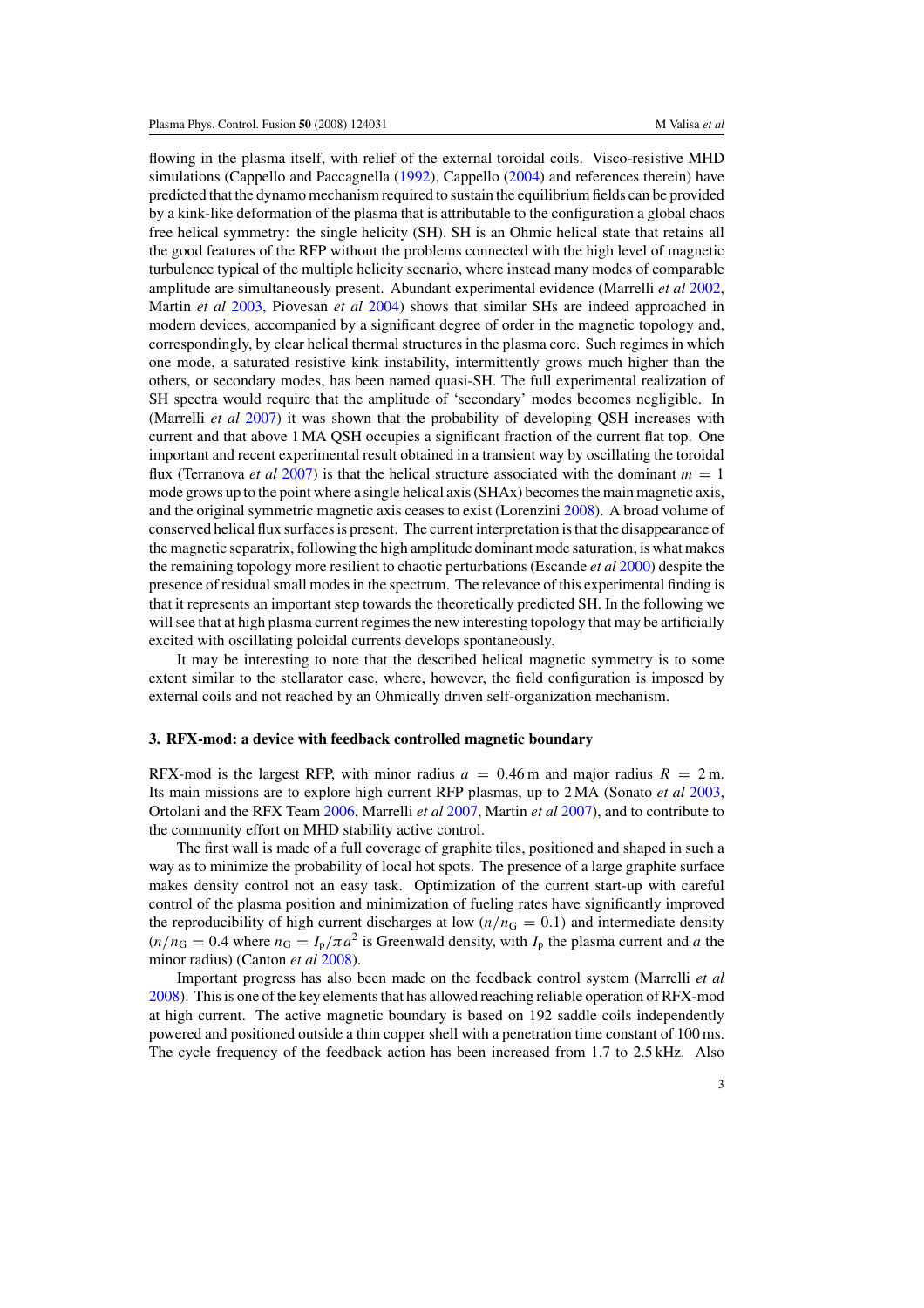flowing in the plasma itself, with relief of the external toroidal coils. Visco-resistive MHD simulations (Cappello and Paccagnella (1992), Cappello (2004) and references therein) have predicted that the dynamo mechanism required to sustain the equilibrium fields can be provided by a kink-like deformation of the plasma that is attributable to the configuration a global chaos free helical symmetry: the single helicity (SH). SH is an Ohmic helical state that retains all the good features of the RFP without the problems connected with the high level of magnetic turbulence typical of the multiple helicity scenario, where instead many modes of comparable amplitude are simultaneously present. Abundant experimental evidence (Marrelli *et al* 2002, Martin *et al* 2003, Piovesan *et al* 2004) shows that similar SHs are indeed approached in modern devices, accompanied by a significant degree of order in the magnetic topology and, correspondingly, by clear helical thermal structures in the plasma core. Such regimes in which one mode, a saturated resistive kink instability, intermittently grows much higher than the others, or secondary modes, has been named quasi-SH. The full experimental realization of SH spectra would require that the amplitude of 'secondary' modes becomes negligible. In (Marrelli *et al* 2007) it was shown that the probability of developing QSH increases with current and that above 1 MA QSH occupies a significant fraction of the current flat top. One important and recent experimental result obtained in a transient way by oscillating the toroidal flux (Terranova *et al* 2007) is that the helical structure associated with the dominant $m = 1$ mode grows up to the point where a single helical axis (SHAx) becomes the main magnetic axis, and the original symmetric magnetic axis ceases to exist (Lorenzini 2008). A broad volume of conserved helical flux surfaces is present. The current interpretation is that the disappearance of the magnetic separatrix, following the high amplitude dominant mode saturation, is what makes the remaining topology more resilient to chaotic perturbations (Escande *et al* 2000) despite the presence of residual small modes in the spectrum. The relevance of this experimental finding is that it represents an important step towards the theoretically predicted SH. In the following we will see that at high plasma current regimes the new interesting topology that may be artificially excited with oscillating poloidal currents develops spontaneously.

It may be interesting to note that the described helical magnetic symmetry is to some extent similar to the stellarator case, where, however, the field configuration is imposed by external coils and not reached by an Ohmically driven self-organization mechanism.

## 3. RFX-mod: a device with feedback controlled magnetic boundary

RFX-mod is the largest RFP, with minor radius $a = 0.46$ m and major radius $R = 2$ m. Its main missions are to explore high current RFP plasmas, up to 2 MA (Sonato *et al* 2003, Ortolani and the RFX Team 2006, Marrelli *et al* 2007, Martin *et al* 2007), and to contribute to the community effort on MHD stability active control.

The first wall is made of a full coverage of graphite tiles, positioned and shaped in such a way as to minimize the probability of local hot spots. The presence of a large graphite surface makes density control not an easy task. Optimization of the current start-up with careful control of the plasma position and minimization of fueling rates have significantly improved the reproducibility of high current discharges at low ($n/n_G = 0.1$) and intermediate density ($n/n_G = 0.4$ where $n_G = I_p/\pi a^2$ is Greenwald density, with $I_p$ the plasma current and $a$ the minor radius) (Canton *et al* 2008).

Important progress has also been made on the feedback control system (Marrelli *et al* 2008). This is one of the key elements that has allowed reaching reliable operation of RFX-mod at high current. The active magnetic boundary is based on 192 saddle coils independently powered and positioned outside a thin copper shell with a penetration time constant of 100 ms. The cycle frequency of the feedback action has been increased from 1.7 to 2.5 kHz. Also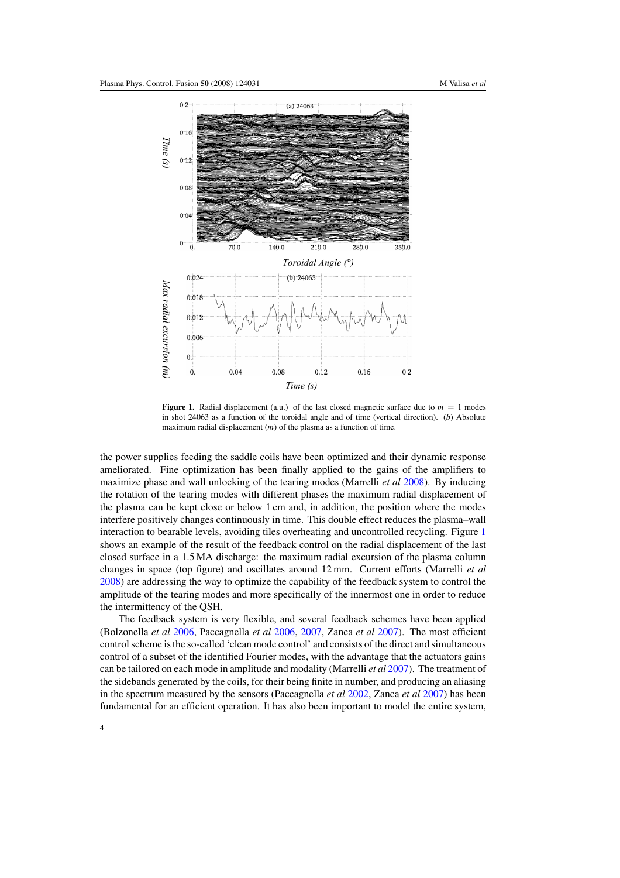**Figure 1.** Radial displacement (a.u.) of the last closed magnetic surface due to $m = 1$ modes in shot 24063 as a function of the toroidal angle and of time (vertical direction). (*b*) Absolute maximum radial displacement (*m*) of the plasma as a function of time.

the power supplies feeding the saddle coils have been optimized and their dynamic response ameliorated. Fine optimization has been finally applied to the gains of the amplifiers to maximize phase and wall unlocking of the tearing modes (Marrelli *et al* 2008). By inducing the rotation of the tearing modes with different phases the maximum radial displacement of the plasma can be kept close or below 1 cm and, in addition, the position where the modes interfere positively changes continuously in time. This double effect reduces the plasma–wall interaction to bearable levels, avoiding tiles overheating and uncontrolled recycling. Figure 1 shows an example of the result of the feedback control on the radial displacement of the last closed surface in a 1.5 MA discharge: the maximum radial excursion of the plasma column changes in space (top figure) and oscillates around 12 mm. Current efforts (Marrelli *et al* 2008) are addressing the way to optimize the capability of the feedback system to control the amplitude of the tearing modes and more specifically of the innermost one in order to reduce the intermittency of the QSH.

The feedback system is very flexible, and several feedback schemes have been applied (Bolzonella *et al* 2006, Paccagnella *et al* 2006, 2007, Zanca *et al* 2007). The most efficient control scheme is the so-called 'clean mode control' and consists of the direct and simultaneous control of a subset of the identified Fourier modes, with the advantage that the actuators gains can be tailored on each mode in amplitude and modality (Marrelli *et al* 2007). The treatment of the sidebands generated by the coils, for their being finite in number, and producing an aliasing in the spectrum measured by the sensors (Paccagnella *et al* 2002, Zanca *et al* 2007) has been fundamental for an efficient operation. It has also been important to model the entire system,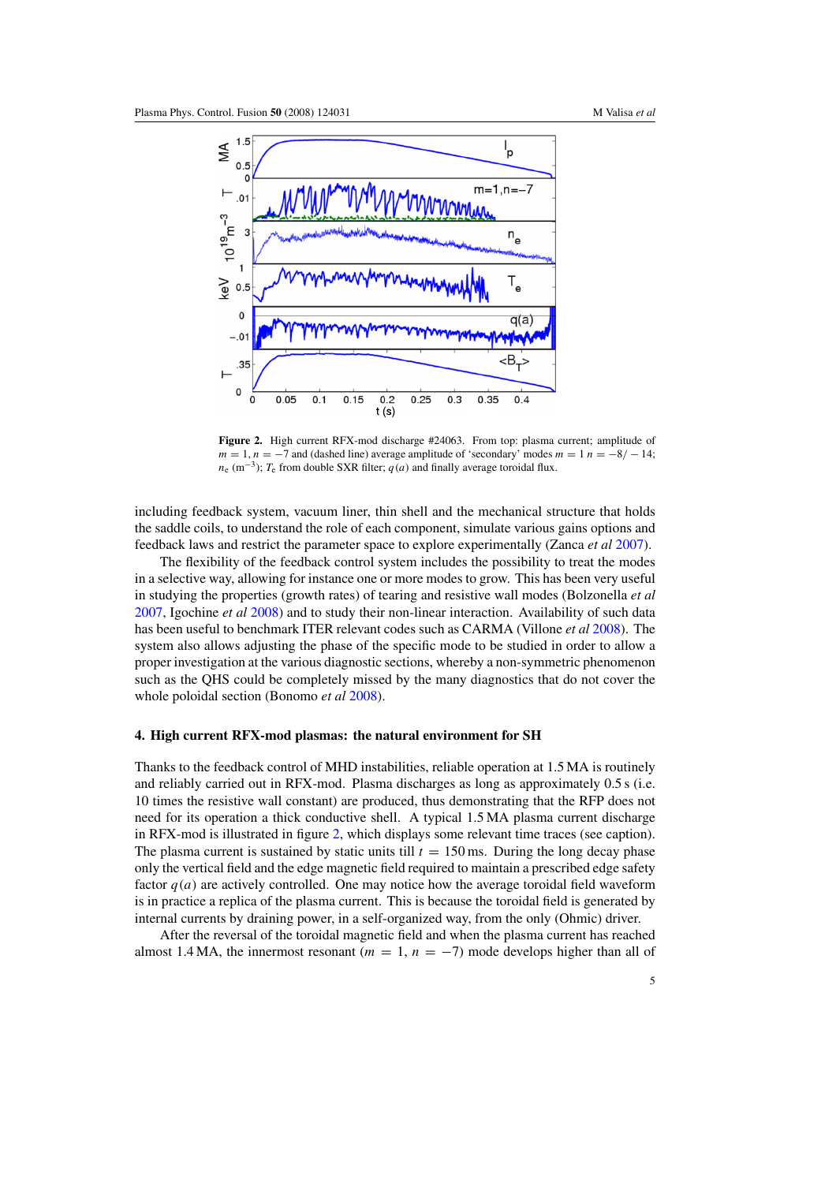**Figure 2.** High current RFX-mod discharge #24063. From top: plasma current; amplitude of $m = 1, n = -7$ and (dashed line) average amplitude of 'secondary' modes $m = 1$ $n = -8/-14$; $n_e$ ($m^{-3}$); $T_e$ from double SXR filter; $q(a)$ and finally average toroidal flux.

including feedback system, vacuum liner, thin shell and the mechanical structure that holds the saddle coils, to understand the role of each component, simulate various gains options and feedback laws and restrict the parameter space to explore experimentally (Zanca *et al* 2007).

The flexibility of the feedback control system includes the possibility to treat the modes in a selective way, allowing for instance one or more modes to grow. This has been very useful in studying the properties (growth rates) of tearing and resistive wall modes (Bolzonella *et al* 2007, Igochine *et al* 2008) and to study their non-linear interaction. Availability of such data has been useful to benchmark ITER relevant codes such as CARMA (Villone *et al* 2008). The system also allows adjusting the phase of the specific mode to be studied in order to allow a proper investigation at the various diagnostic sections, whereby a non-symmetric phenomenon such as the QHS could be completely missed by the many diagnostics that do not cover the whole poloidal section (Bonomo *et al* 2008).

## 4. High current RFX-mod plasmas: the natural environment for SH

Thanks to the feedback control of MHD instabilities, reliable operation at 1.5 MA is routinely and reliably carried out in RFX-mod. Plasma discharges as long as approximately 0.5 s (i.e. 10 times the resistive wall constant) are produced, thus demonstrating that the RFP does not need for its operation a thick conductive shell. A typical 1.5 MA plasma current discharge in RFX-mod is illustrated in figure 2, which displays some relevant time traces (see caption). The plasma current is sustained by static units till $t = 150$ ms. During the long decay phase only the vertical field and the edge magnetic field required to maintain a prescribed edge safety factor $q(a)$ are actively controlled. One may notice how the average toroidal field waveform is in practice a replica of the plasma current. This is because the toroidal field is generated by internal currents by draining power, in a self-organized way, from the only (Ohmic) driver.

After the reversal of the toroidal magnetic field and when the plasma current has reached almost 1.4 MA, the innermost resonant ($m = 1$, $n = -7$) mode develops higher than all of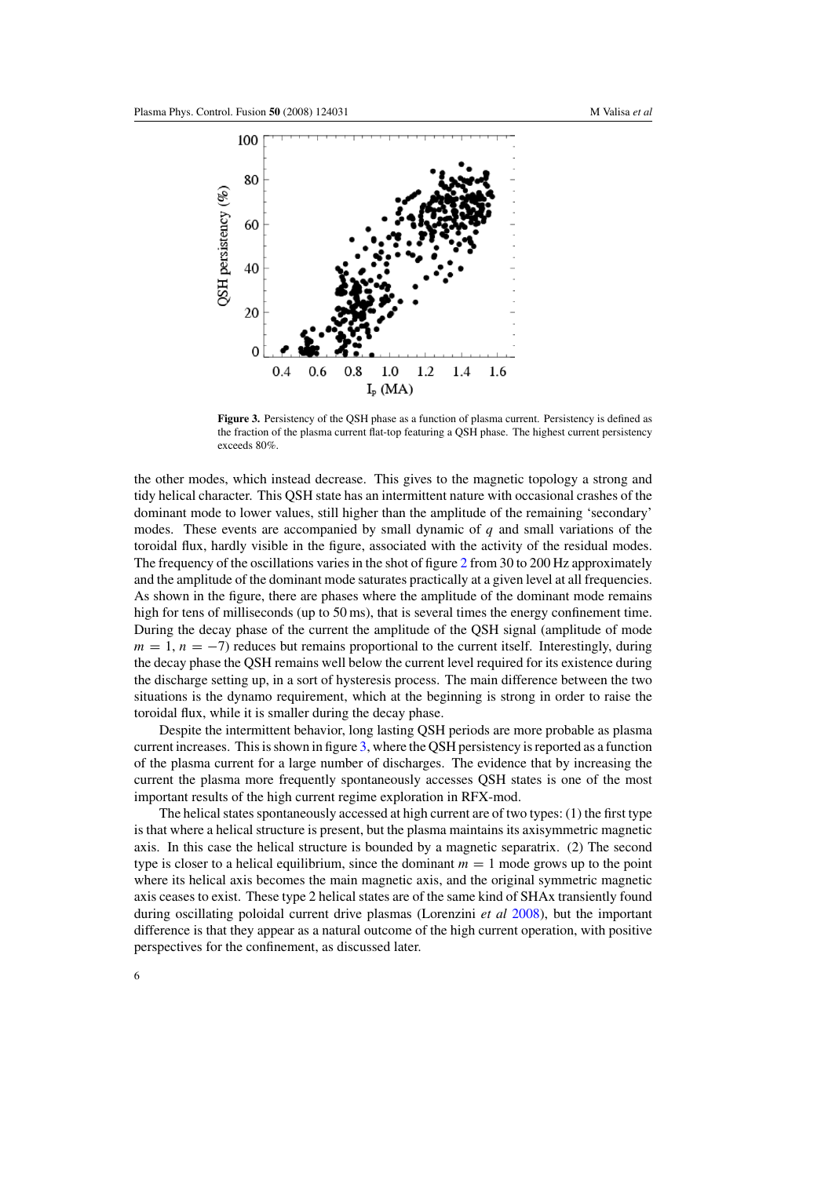100
80
60
40
20
0
QSH persistency (%)
0.4 0.6 0.8 1.0 1.2 1.4 1.6
$I_p$ (MA)

**Figure 3.** Persistency of the QSH phase as a function of plasma current. Persistency is defined as the fraction of the plasma current flat-top featuring a QSH phase. The highest current persistency exceeds 80%.

the other modes, which instead decrease. This gives to the magnetic topology a strong and tidy helical character. This QSH state has an intermittent nature with occasional crashes of the dominant mode to lower values, still higher than the amplitude of the remaining 'secondary' modes. These events are accompanied by small dynamic of $q$ and small variations of the toroidal flux, hardly visible in the figure, associated with the activity of the residual modes. The frequency of the oscillations varies in the shot of figure 2 from 30 to 200 Hz approximately and the amplitude of the dominant mode saturates practically at a given level at all frequencies. As shown in the figure, there are phases where the amplitude of the dominant mode remains high for tens of milliseconds (up to 50 ms), that is several times the energy confinement time. During the decay phase of the current the amplitude of the QSH signal (amplitude of mode $m = 1$, $n = -7$) reduces but remains proportional to the current itself. Interestingly, during the decay phase the QSH remains well below the current level required for its existence during the discharge setting up, in a sort of hysteresis process. The main difference between the two situations is the dynamo requirement, which at the beginning is strong in order to raise the toroidal flux, while it is smaller during the decay phase.

Despite the intermittent behavior, long lasting QSH periods are more probable as plasma current increases. This is shown in figure 3, where the QSH persistency is reported as a function of the plasma current for a large number of discharges. The evidence that by increasing the current the plasma more frequently spontaneously accesses QSH states is one of the most important results of the high current regime exploration in RFX-mod.

The helical states spontaneously accessed at high current are of two types: (1) the first type is that where a helical structure is present, but the plasma maintains its axisymmetric magnetic axis. In this case the helical structure is bounded by a magnetic separatrix. (2) The second type is closer to a helical equilibrium, since the dominant $m = 1$ mode grows up to the point where its helical axis becomes the main magnetic axis, and the original symmetric magnetic axis ceases to exist. These type 2 helical states are of the same kind of SHAx transiently found during oscillating poloidal current drive plasmas (Lorenzini *et al* 2008), but the important difference is that they appear as a natural outcome of the high current operation, with positive perspectives for the confinement, as discussed later.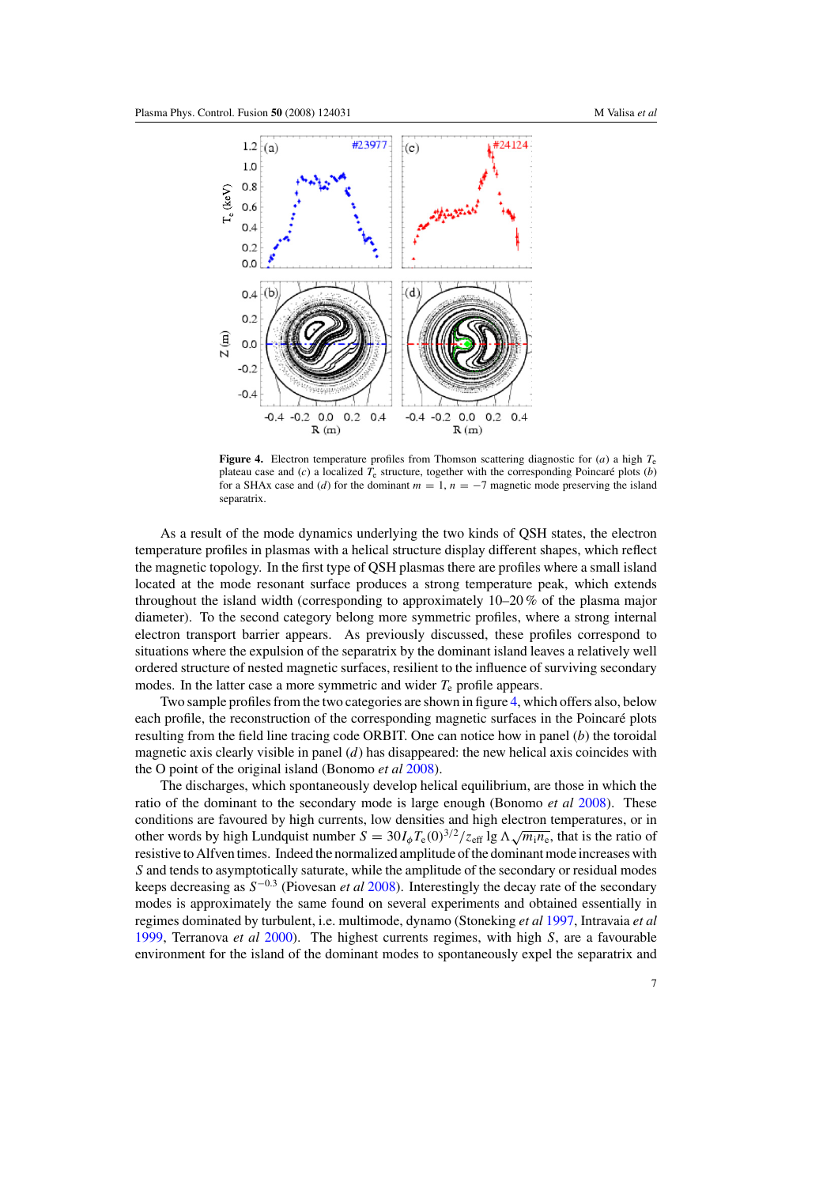**Figure 4.** Electron temperature profiles from Thomson scattering diagnostic for (*a*) a high $T_e$ plateau case and (*c*) a localized $T_e$ structure, together with the corresponding Poincaré plots (*b*) for a SHAx case and (*d*) for the dominant $m = 1$, $n = -7$ magnetic mode preserving the island separatrix.

As a result of the mode dynamics underlying the two kinds of QSH states, the electron temperature profiles in plasmas with a helical structure display different shapes, which reflect the magnetic topology. In the first type of QSH plasmas there are profiles where a small island located at the mode resonant surface produces a strong temperature peak, which extends throughout the island width (corresponding to approximately 10–20 % of the plasma major diameter). To the second category belong more symmetric profiles, where a strong internal electron transport barrier appears. As previously discussed, these profiles correspond to situations where the expulsion of the separatrix by the dominant island leaves a relatively well ordered structure of nested magnetic surfaces, resilient to the influence of surviving secondary modes. In the latter case a more symmetric and wider $T_e$ profile appears.

Two sample profiles from the two categories are shown in figure 4, which offers also, below each profile, the reconstruction of the corresponding magnetic surfaces in the Poincaré plots resulting from the field line tracing code ORBIT. One can notice how in panel (*b*) the toroidal magnetic axis clearly visible in panel (*d*) has disappeared: the new helical axis coincides with the O point of the original island (Bonomo *et al* 2008).

The discharges, which spontaneously develop helical equilibrium, are those in which the ratio of the dominant to the secondary mode is large enough (Bonomo *et al* 2008). These conditions are favoured by high currents, low densities and high electron temperatures, or in other words by high Lundquist number $S = 30 I_\phi T_e(0)^{3/2}/z_{\mathrm{eff}} \lg \Lambda \sqrt{m_i n_e}$, that is the ratio of resistive to Alfven times. Indeed the normalized amplitude of the dominant mode increases with $S$ and tends to asymptotically saturate, while the amplitude of the secondary or residual modes keeps decreasing as $S^{-0.3}$ (Piovesan *et al* 2008). Interestingly the decay rate of the secondary modes is approximately the same found on several experiments and obtained essentially in regimes dominated by turbulent, i.e. multimode, dynamo (Stoneking *et al* 1997, Intravaia *et al* 1999, Terranova *et al* 2000). The highest currents regimes, with high $S$, are a favourable environment for the island of the dominant modes to spontaneously expel the separatrix and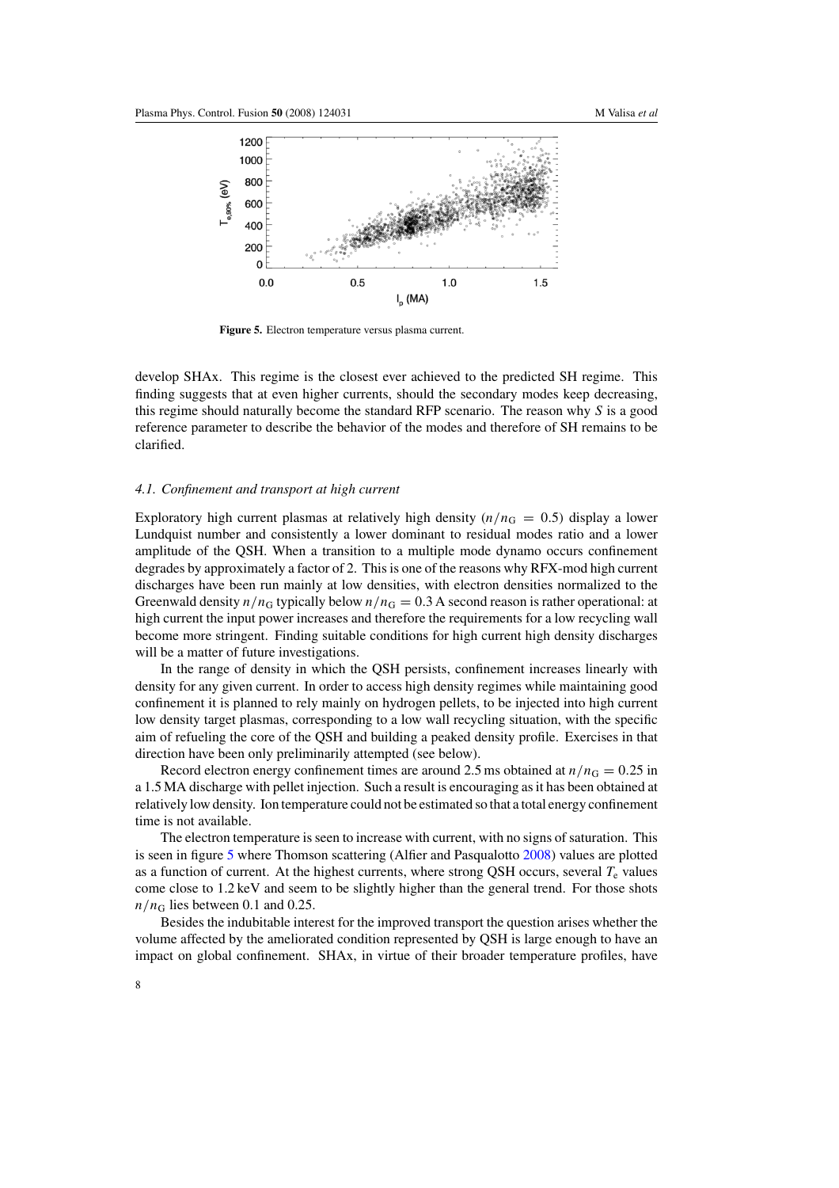Figure 5. Electron temperature versus plasma current.

develop SHAx. This regime is the closest ever achieved to the predicted SH regime. This finding suggests that at even higher currents, should the secondary modes keep decreasing, this regime should naturally become the standard RFP scenario. The reason why $S$ is a good reference parameter to describe the behavior of the modes and therefore of SH remains to be clarified.

### *4.1. Confinement and transport at high current*

Exploratory high current plasmas at relatively high density ($n/n_G = 0.5$) display a lower Lundquist number and consistently a lower dominant to residual modes ratio and a lower amplitude of the QSH. When a transition to a multiple mode dynamo occurs confinement degrades by approximately a factor of 2. This is one of the reasons why RFX-mod high current discharges have been run mainly at low densities, with electron densities normalized to the Greenwald density $n/n_G$ typically below $n/n_G = 0.3$ A second reason is rather operational: at high current the input power increases and therefore the requirements for a low recycling wall become more stringent. Finding suitable conditions for high current high density discharges will be a matter of future investigations.

In the range of density in which the QSH persists, confinement increases linearly with density for any given current. In order to access high density regimes while maintaining good confinement it is planned to rely mainly on hydrogen pellets, to be injected into high current low density target plasmas, corresponding to a low wall recycling situation, with the specific aim of refueling the core of the QSH and building a peaked density profile. Exercises in that direction have been only preliminarily attempted (see below).

Record electron energy confinement times are around 2.5 ms obtained at $n/n_G = 0.25$ in a 1.5 MA discharge with pellet injection. Such a result is encouraging as it has been obtained at relatively low density. Ion temperature could not be estimated so that a total energy confinement time is not available.

The electron temperature is seen to increase with current, with no signs of saturation. This is seen in figure 5 where Thomson scattering (Alfier and Pasqualotto 2008) values are plotted as a function of current. At the highest currents, where strong QSH occurs, several $T_e$ values come close to 1.2 keV and seem to be slightly higher than the general trend. For those shots $n/n_G$ lies between 0.1 and 0.25.

Besides the indubitable interest for the improved transport the question arises whether the volume affected by the ameliorated condition represented by QSH is large enough to have an impact on global confinement. SHAx, in virtue of their broader temperature profiles, have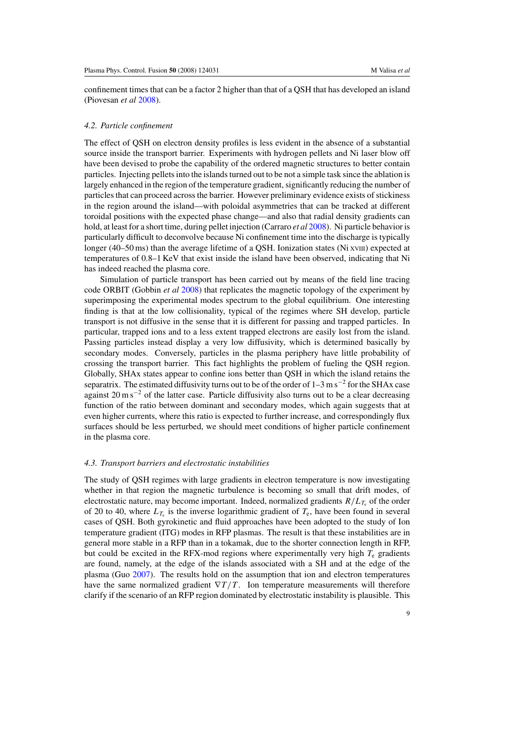confinement times that can be a factor 2 higher than that of a QSH that has developed an island (Piovesan *et al* 2008).

### *4.2. Particle confinement*

The effect of QSH on electron density profiles is less evident in the absence of a substantial source inside the transport barrier. Experiments with hydrogen pellets and Ni laser blow off have been devised to probe the capability of the ordered magnetic structures to better contain particles. Injecting pellets into the islands turned out to be not a simple task since the ablation is largely enhanced in the region of the temperature gradient, significantly reducing the number of particles that can proceed across the barrier. However preliminary evidence exists of stickiness in the region around the island—with poloidal asymmetries that can be tracked at different toroidal positions with the expected phase change—and also that radial density gradients can hold, at least for a short time, during pellet injection (Carraro *et al* 2008). Ni particle behavior is particularly difficult to deconvolve because Ni confinement time into the discharge is typically longer (40–50 ms) than the average lifetime of a QSH. Ionization states (Ni XVIII) expected at temperatures of 0.8–1 KeV that exist inside the island have been observed, indicating that Ni has indeed reached the plasma core.

Simulation of particle transport has been carried out by means of the field line tracing code ORBIT (Gobbin *et al* 2008) that replicates the magnetic topology of the experiment by superimposing the experimental modes spectrum to the global equilibrium. One interesting finding is that at the low collisionality, typical of the regimes where SH develop, particle transport is not diffusive in the sense that it is different for passing and trapped particles. In particular, trapped ions and to a less extent trapped electrons are easily lost from the island. Passing particles instead display a very low diffusivity, which is determined basically by secondary modes. Conversely, particles in the plasma periphery have little probability of crossing the transport barrier. This fact highlights the problem of fueling the QSH region. Globally, SHAx states appear to confine ions better than QSH in which the island retains the separatrix. The estimated diffusivity turns out to be of the order of 1–3 $\mathrm{m\,s^{-2}}$ for the SHAx case against 20 $\mathrm{m\,s^{-2}}$ of the latter case. Particle diffusivity also turns out to be a clear decreasing function of the ratio between dominant and secondary modes, which again suggests that at even higher currents, where this ratio is expected to further increase, and correspondingly flux surfaces should be less perturbed, we should meet conditions of higher particle confinement in the plasma core.

### *4.3. Transport barriers and electrostatic instabilities*

The study of QSH regimes with large gradients in electron temperature is now investigating whether in that region the magnetic turbulence is becoming so small that drift modes, of electrostatic nature, may become important. Indeed, normalized gradients $R/L_{T_e}$ of the order of 20 to 40, where $L_{T_e}$ is the inverse logarithmic gradient of $T_e$, have been found in several cases of QSH. Both gyrokinetic and fluid approaches have been adopted to the study of Ion temperature gradient (ITG) modes in RFP plasmas. The result is that these instabilities are in general more stable in a RFP than in a tokamak, due to the shorter connection length in RFP, but could be excited in the RFX-mod regions where experimentally very high $T_e$ gradients are found, namely, at the edge of the islands associated with a SH and at the edge of the plasma (Guo 2007). The results hold on the assumption that ion and electron temperatures have the same normalized gradient $\nabla T/T$. Ion temperature measurements will therefore clarify if the scenario of an RFP region dominated by electrostatic instability is plausible. This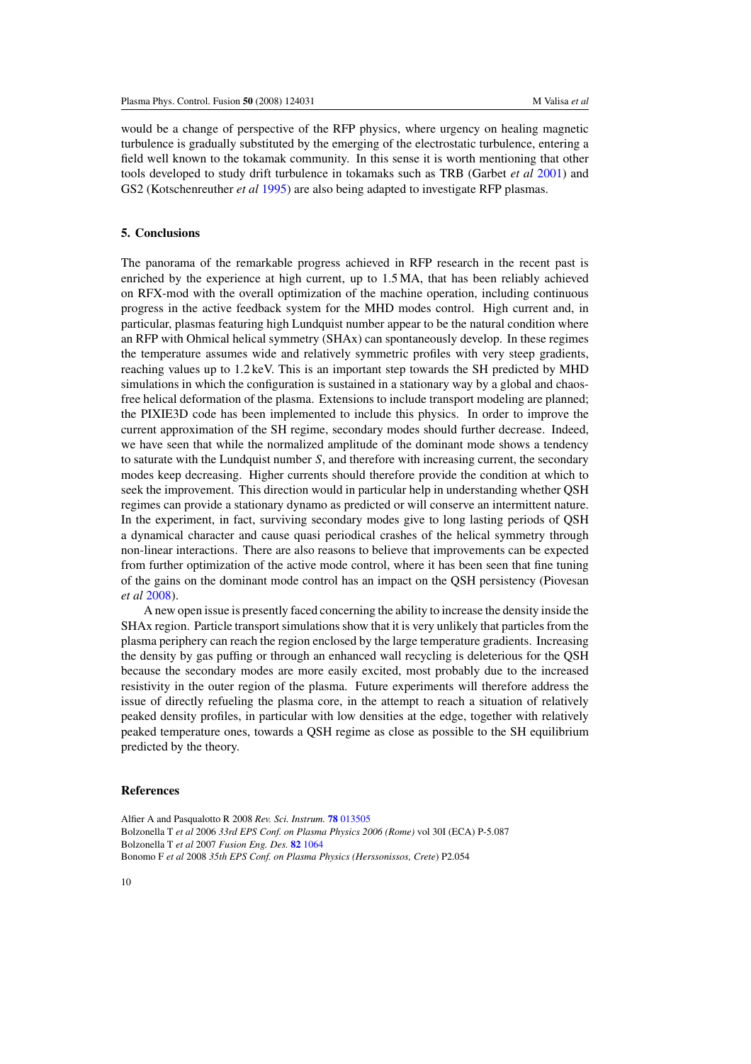would be a change of perspective of the RFP physics, where urgency on healing magnetic turbulence is gradually substituted by the emerging of the electrostatic turbulence, entering a field well known to the tokamak community. In this sense it is worth mentioning that other tools developed to study drift turbulence in tokamaks such as TRB (Garbet *et al* 2001) and GS2 (Kotschenreuther *et al* 1995) are also being adapted to investigate RFP plasmas.

## 5. Conclusions

The panorama of the remarkable progress achieved in RFP research in the recent past is enriched by the experience at high current, up to 1.5 MA, that has been reliably achieved on RFX-mod with the overall optimization of the machine operation, including continuous progress in the active feedback system for the MHD modes control. High current and, in particular, plasmas featuring high Lundquist number appear to be the natural condition where an RFP with Ohmical helical symmetry (SHAx) can spontaneously develop. In these regimes the temperature assumes wide and relatively symmetric profiles with very steep gradients, reaching values up to 1.2 keV. This is an important step towards the SH predicted by MHD simulations in which the configuration is sustained in a stationary way by a global and chaos-free helical deformation of the plasma. Extensions to include transport modeling are planned; the PIXIE3D code has been implemented to include this physics. In order to improve the current approximation of the SH regime, secondary modes should further decrease. Indeed, we have seen that while the normalized amplitude of the dominant mode shows a tendency to saturate with the Lundquist number $S$, and therefore with increasing current, the secondary modes keep decreasing. Higher currents should therefore provide the condition at which to seek the improvement. This direction would in particular help in understanding whether QSH regimes can provide a stationary dynamo as predicted or will conserve an intermittent nature. In the experiment, in fact, surviving secondary modes give to long lasting periods of QSH a dynamical character and cause quasi periodical crashes of the helical symmetry through non-linear interactions. There are also reasons to believe that improvements can be expected from further optimization of the active mode control, where it has been seen that fine tuning of the gains on the dominant mode control has an impact on the QSH persistency (Piovesan *et al* 2008).

A new open issue is presently faced concerning the ability to increase the density inside the SHAx region. Particle transport simulations show that it is very unlikely that particles from the plasma periphery can reach the region enclosed by the large temperature gradients. Increasing the density by gas puffing or through an enhanced wall recycling is deleterious for the QSH because the secondary modes are more easily excited, most probably due to the increased resistivity in the outer region of the plasma. Future experiments will therefore address the issue of directly refueling the plasma core, in the attempt to reach a situation of relatively peaked density profiles, in particular with low densities at the edge, together with relatively peaked temperature ones, towards a QSH regime as close as possible to the SH equilibrium predicted by the theory.

## References

Alfier A and Pasqualotto R 2008 *Rev. Sci. Instrum.* **78** 013505
Bolzonella T *et al* 2006 *33rd EPS Conf. on Plasma Physics 2006 (Rome)* vol 30I (ECA) P-5.087
Bolzonella T *et al* 2007 *Fusion Eng. Des.* **82** 1064
Bonomo F *et al* 2008 *35th EPS Conf. on Plasma Physics (Herssonissos, Crete)* P2.054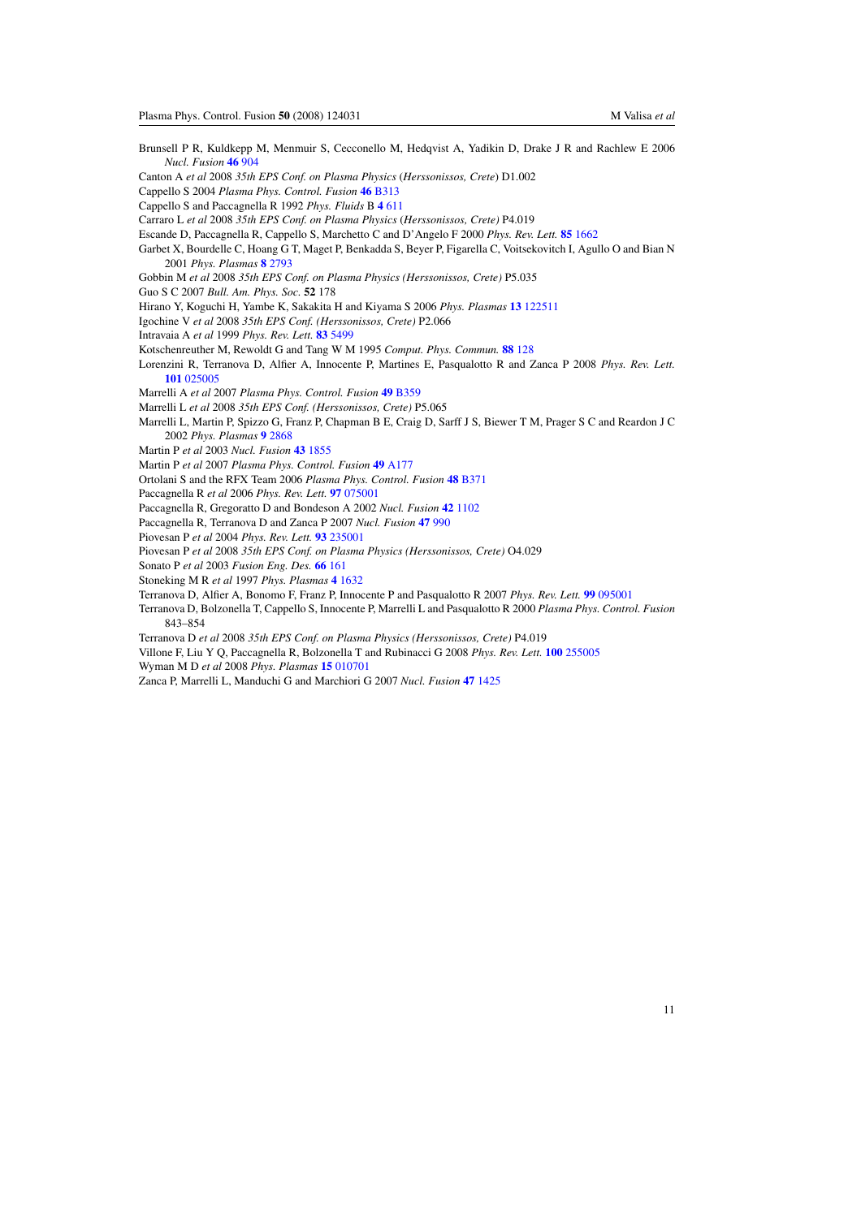Brunsell P R, Kuldkepp M, Menmuir S, Cecconello M, Hedqvist A, Yadikin D, Drake J R and Rachlew E 2006 *Nucl. Fusion* **46** 904

Canton A *et al* 2008 *35th EPS Conf. on Plasma Physics* (*Herssonissos, Crete*) D1.002

Cappello S 2004 *Plasma Phys. Control. Fusion* **46** B313

Cappello S and Paccagnella R 1992 *Phys. Fluids* B **4** 611

Carraro L *et al* 2008 *35th EPS Conf. on Plasma Physics* (*Herssonissos, Crete*) P4.019

Escande D, Paccagnella R, Cappello S, Marchetto C and D'Angelo F 2000 *Phys. Rev. Lett.* **85** 1662

Garbet X, Bourdelle C, Hoang G T, Maget P, Benkadda S, Beyer P, Figarella C, Voitsekovitch I, Agullo O and Bian N 2001 *Phys. Plasmas* **8** 2793

Gobbin M *et al* 2008 *35th EPS Conf. on Plasma Physics (Herssonissos, Crete)* P5.035

Guo S C 2007 *Bull. Am. Phys. Soc.* **52** 178

Hirano Y, Koguchi H, Yambe K, Sakakita H and Kiyama S 2006 *Phys. Plasmas* **13** 122511

Igochine V *et al* 2008 *35th EPS Conf. (Herssonissos, Crete)* P2.066

Intravaia A *et al* 1999 *Phys. Rev. Lett.* **83** 5499

Kotschenreuther M, Rewoldt G and Tang W M 1995 *Comput. Phys. Commun.* **88** 128

Lorenzini R, Terranova D, Alfier A, Innocente P, Martines E, Pasqualotto R and Zanca P 2008 *Phys. Rev. Lett.* **101** 025005

Marrelli A *et al* 2007 *Plasma Phys. Control. Fusion* **49** B359

Marrelli L *et al* 2008 *35th EPS Conf. (Herssonissos, Crete)* P5.065

Marrelli L, Martin P, Spizzo G, Franz P, Chapman B E, Craig D, Sarff J S, Biewer T M, Prager S C and Reardon J C 2002 *Phys. Plasmas* **9** 2868

Martin P *et al* 2003 *Nucl. Fusion* **43** 1855

Martin P *et al* 2007 *Plasma Phys. Control. Fusion* **49** A177

Ortolani S and the RFX Team 2006 *Plasma Phys. Control. Fusion* **48** B371

Paccagnella R *et al* 2006 *Phys. Rev. Lett.* **97** 075001

Paccagnella R, Gregoratto D and Bondeson A 2002 *Nucl. Fusion* **42** 1102

Paccagnella R, Terranova D and Zanca P 2007 *Nucl. Fusion* **47** 990

Piovesan P *et al* 2004 *Phys. Rev. Lett.* **93** 235001

Piovesan P *et al* 2008 *35th EPS Conf. on Plasma Physics (Herssonissos, Crete)* O4.029

Sonato P *et al* 2003 *Fusion Eng. Des.* **66** 161

Stoneking M R *et al* 1997 *Phys. Plasmas* **4** 1632

Terranova D, Alfier A, Bonomo F, Franz P, Innocente P and Pasqualotto R 2007 *Phys. Rev. Lett.* **99** 095001

Terranova D, Bolzonella T, Cappello S, Innocente P, Marrelli L and Pasqualotto R 2000 *Plasma Phys. Control. Fusion* 843–854

Terranova D *et al* 2008 *35th EPS Conf. on Plasma Physics (Herssonissos, Crete)* P4.019

Villone F, Liu Y Q, Paccagnella R, Bolzonella T and Rubinacci G 2008 *Phys. Rev. Lett.* **100** 255005

Wyman M D *et al* 2008 *Phys. Plasmas* **15** 010701

Zanca P, Marrelli L, Manduchi G and Marchiori G 2007 *Nucl. Fusion* **47** 1425